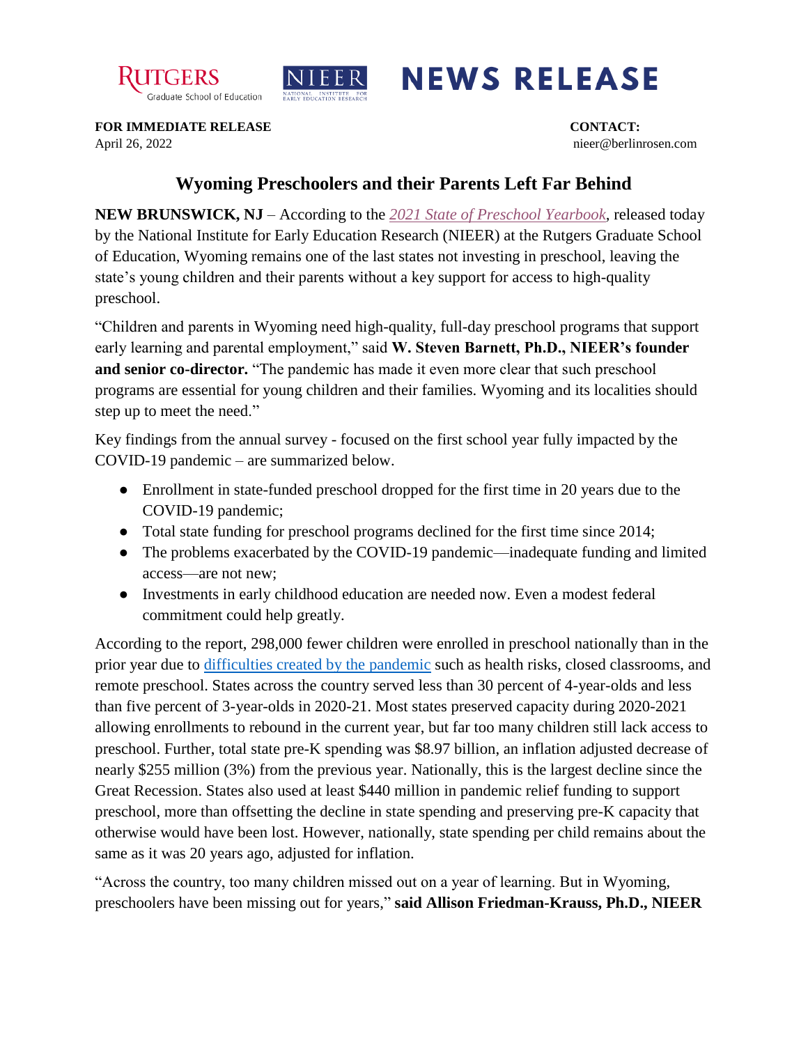RUTGERS Graduate School of Education | NIEER NATIONAL INSTITUTE FOR EARLY EDUCATION RESEARCH | **NEWS RELEASE**

**FOR IMMEDIATE RELEASE**
April 26, 2022

**CONTACT:**
nieer@berlinrosen.com

## Wyoming Preschoolers and their Parents Left Far Behind

**NEW BRUNSWICK, NJ** – According to the *2021 State of Preschool Yearbook*, released today by the National Institute for Early Education Research (NIEER) at the Rutgers Graduate School of Education, Wyoming remains one of the last states not investing in preschool, leaving the state's young children and their parents without a key support for access to high-quality preschool.

"Children and parents in Wyoming need high-quality, full-day preschool programs that support early learning and parental employment," said **W. Steven Barnett, Ph.D., NIEER's founder and senior co-director.** "The pandemic has made it even more clear that such preschool programs are essential for young children and their families. Wyoming and its localities should step up to meet the need."

Key findings from the annual survey - focused on the first school year fully impacted by the COVID-19 pandemic – are summarized below.

- Enrollment in state-funded preschool dropped for the first time in 20 years due to the COVID-19 pandemic;
- Total state funding for preschool programs declined for the first time since 2014;
- The problems exacerbated by the COVID-19 pandemic—inadequate funding and limited access—are not new;
- Investments in early childhood education are needed now. Even a modest federal commitment could help greatly.

According to the report, 298,000 fewer children were enrolled in preschool nationally than in the prior year due to difficulties created by the pandemic such as health risks, closed classrooms, and remote preschool. States across the country served less than 30 percent of 4-year-olds and less than five percent of 3-year-olds in 2020-21. Most states preserved capacity during 2020-2021 allowing enrollments to rebound in the current year, but far too many children still lack access to preschool. Further, total state pre-K spending was $8.97 billion, an inflation adjusted decrease of nearly $255 million (3%) from the previous year. Nationally, this is the largest decline since the Great Recession. States also used at least $440 million in pandemic relief funding to support preschool, more than offsetting the decline in state spending and preserving pre-K capacity that otherwise would have been lost. However, nationally, state spending per child remains about the same as it was 20 years ago, adjusted for inflation.

"Across the country, too many children missed out on a year of learning. But in Wyoming, preschoolers have been missing out for years," **said Allison Friedman-Krauss, Ph.D., NIEER**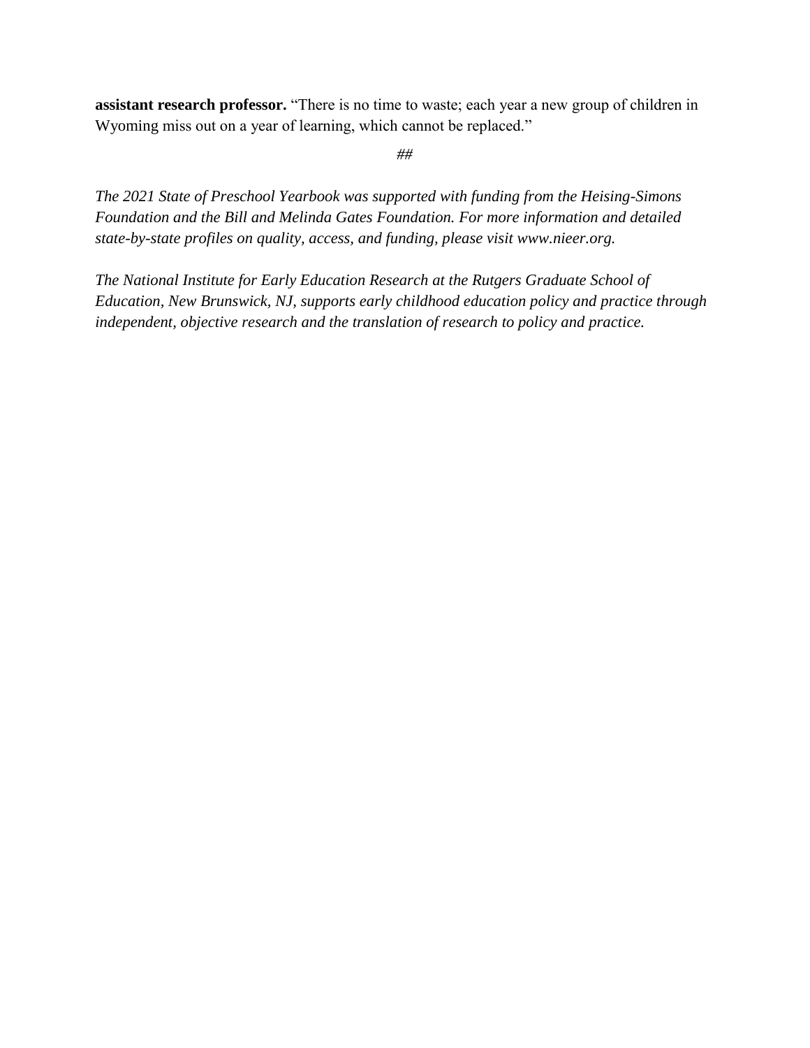**assistant research professor.** "There is no time to waste; each year a new group of children in Wyoming miss out on a year of learning, which cannot be replaced."

*##*

*The 2021 State of Preschool Yearbook was supported with funding from the Heising-Simons Foundation and the Bill and Melinda Gates Foundation. For more information and detailed state-by-state profiles on quality, access, and funding, please visit www.nieer.org.*

*The National Institute for Early Education Research at the Rutgers Graduate School of Education, New Brunswick, NJ, supports early childhood education policy and practice through independent, objective research and the translation of research to policy and practice.*